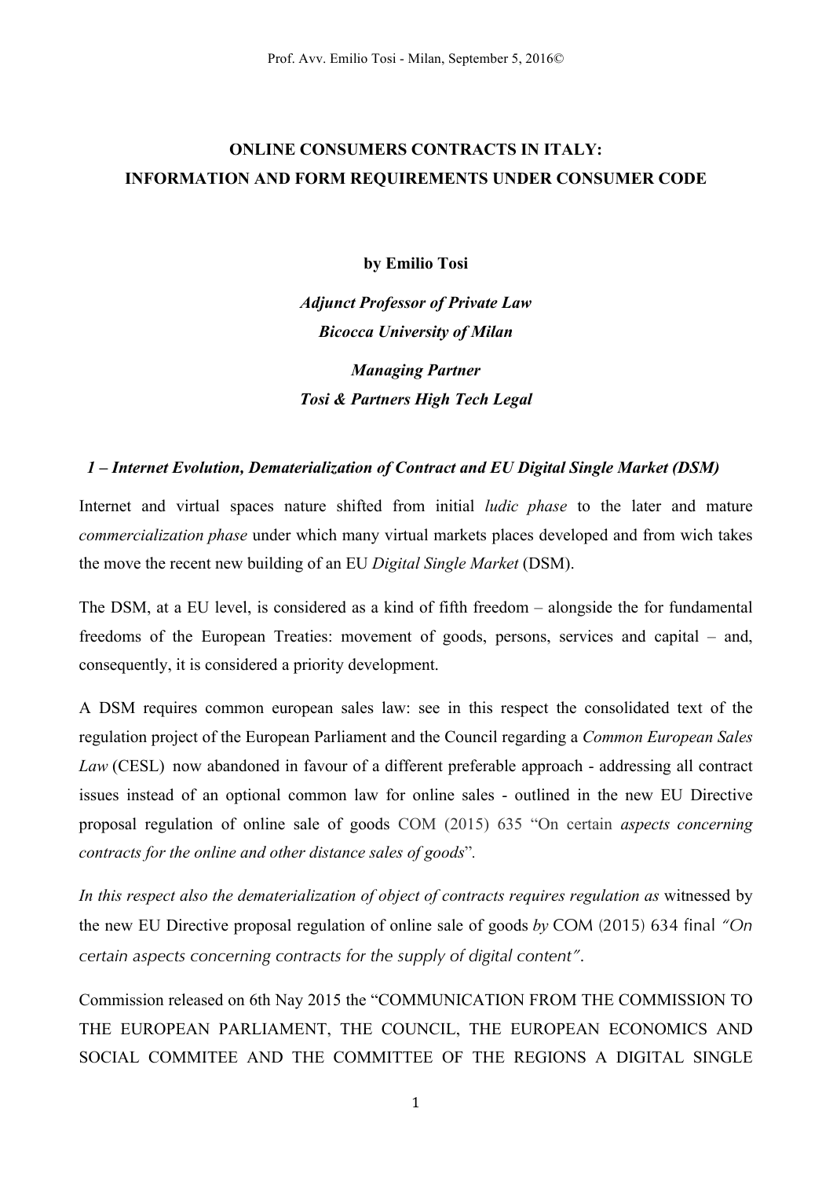# ONLINE CONSUMERS CONTRACTS IN ITALY: INFORMATION AND FORM REQUIREMENTS UNDER CONSUMER CODE

**by Emilio Tosi**

***Adjunct Professor of Private Law***
***Bicocca University of Milan***

***Managing Partner***
***Tosi & Partners High Tech Legal***

## *1 – Internet Evolution, Dematerialization of Contract and EU Digital Single Market (DSM)*

Internet and virtual spaces nature shifted from initial *ludic phase* to the later and mature *commercialization phase* under which many virtual markets places developed and from wich takes the move the recent new building of an EU *Digital Single Market* (DSM).

The DSM, at a EU level, is considered as a kind of fifth freedom – alongside the for fundamental freedoms of the European Treaties: movement of goods, persons, services and capital – and, consequently, it is considered a priority development.

A DSM requires common european sales law: see in this respect the consolidated text of the regulation project of the European Parliament and the Council regarding a *Common European Sales Law* (CESL) now abandoned in favour of a different preferable approach - addressing all contract issues instead of an optional common law for online sales - outlined in the new EU Directive proposal regulation of online sale of goods COM (2015) 635 "On certain *aspects concerning contracts for the online and other distance sales of goods*".

*In this respect also the dematerialization of object of contracts requires regulation as* witnessed by the new EU Directive proposal regulation of online sale of goods *by* COM (2015) 634 final *"On certain aspects concerning contracts for the supply of digital content"*.

Commission released on 6th Nay 2015 the "COMMUNICATION FROM THE COMMISSION TO THE EUROPEAN PARLIAMENT, THE COUNCIL, THE EUROPEAN ECONOMICS AND SOCIAL COMMITEE AND THE COMMITTEE OF THE REGIONS A DIGITAL SINGLE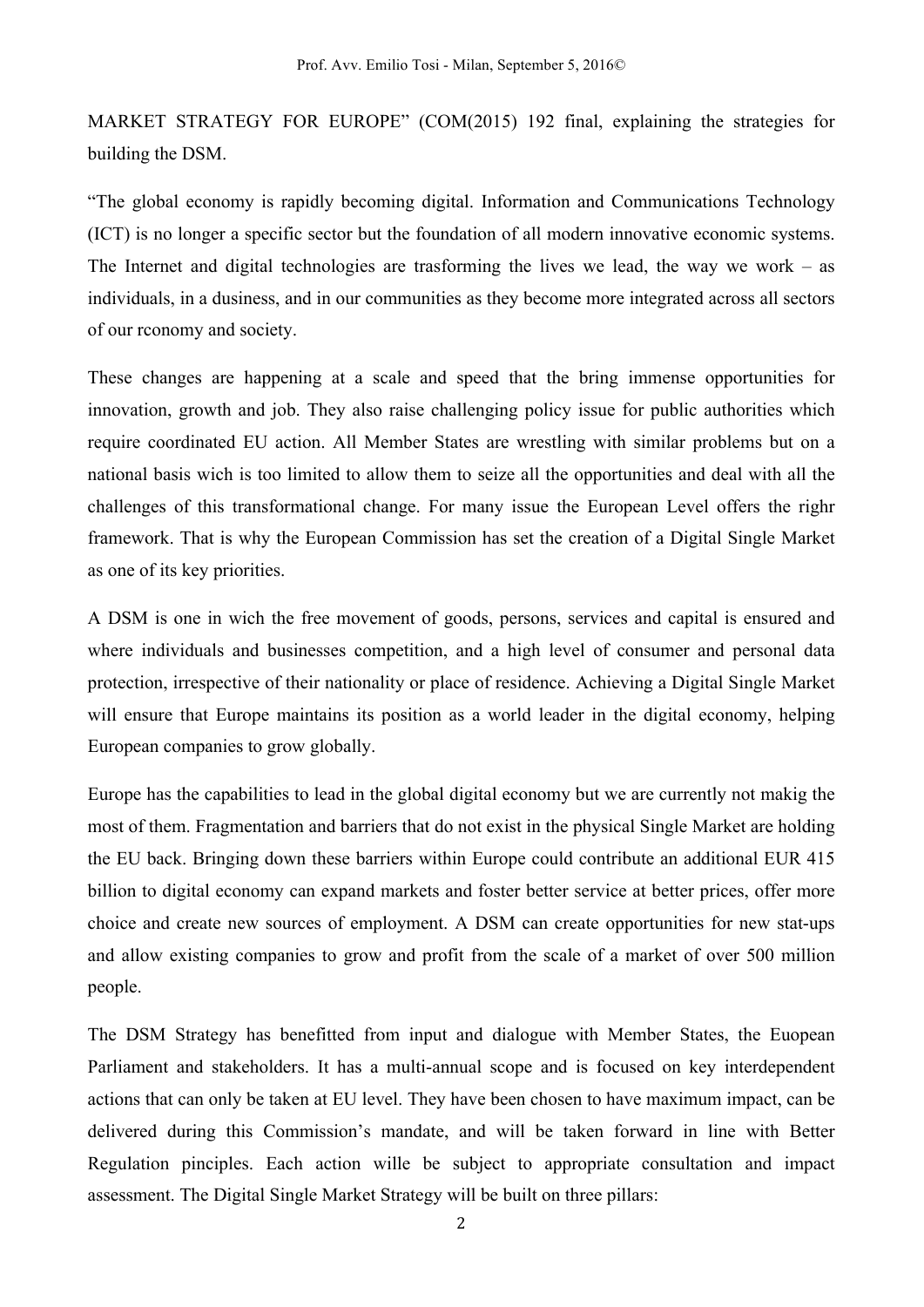MARKET STRATEGY FOR EUROPE" (COM(2015) 192 final, explaining the strategies for building the DSM.

"The global economy is rapidly becoming digital. Information and Communications Technology (ICT) is no longer a specific sector but the foundation of all modern innovative economic systems. The Internet and digital technologies are trasforming the lives we lead, the way we work – as individuals, in a dusiness, and in our communities as they become more integrated across all sectors of our rconomy and society.

These changes are happening at a scale and speed that the bring immense opportunities for innovation, growth and job. They also raise challenging policy issue for public authorities which require coordinated EU action. All Member States are wrestling with similar problems but on a national basis wich is too limited to allow them to seize all the opportunities and deal with all the challenges of this transformational change. For many issue the European Level offers the righr framework. That is why the European Commission has set the creation of a Digital Single Market as one of its key priorities.

A DSM is one in wich the free movement of goods, persons, services and capital is ensured and where individuals and businesses competition, and a high level of consumer and personal data protection, irrespective of their nationality or place of residence. Achieving a Digital Single Market will ensure that Europe maintains its position as a world leader in the digital economy, helping European companies to grow globally.

Europe has the capabilities to lead in the global digital economy but we are currently not makig the most of them. Fragmentation and barriers that do not exist in the physical Single Market are holding the EU back. Bringing down these barriers within Europe could contribute an additional EUR 415 billion to digital economy can expand markets and foster better service at better prices, offer more choice and create new sources of employment. A DSM can create opportunities for new stat-ups and allow existing companies to grow and profit from the scale of a market of over 500 million people.

The DSM Strategy has benefitted from input and dialogue with Member States, the Euopean Parliament and stakeholders. It has a multi-annual scope and is focused on key interdependent actions that can only be taken at EU level. They have been chosen to have maximum impact, can be delivered during this Commission's mandate, and will be taken forward in line with Better Regulation pinciples. Each action wille be subject to appropriate consultation and impact assessment. The Digital Single Market Strategy will be built on three pillars: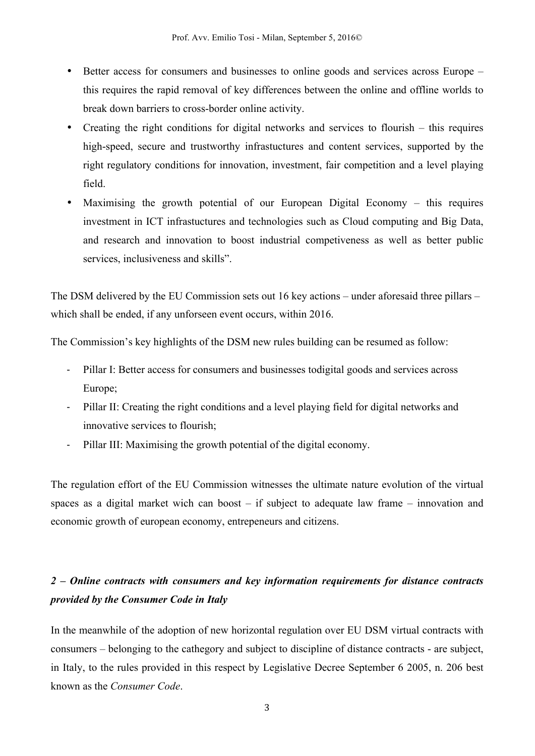- Better access for consumers and businesses to online goods and services across Europe – this requires the rapid removal of key differences between the online and offline worlds to break down barriers to cross-border online activity.
- Creating the right conditions for digital networks and services to flourish – this requires high-speed, secure and trustworthy infrastuctures and content services, supported by the right regulatory conditions for innovation, investment, fair competition and a level playing field.
- Maximising the growth potential of our European Digital Economy – this requires investment in ICT infrastuctures and technologies such as Cloud computing and Big Data, and research and innovation to boost industrial competiveness as well as better public services, inclusiveness and skills".

The DSM delivered by the EU Commission sets out 16 key actions – under aforesaid three pillars – which shall be ended, if any unforseen event occurs, within 2016.

The Commission's key highlights of the DSM new rules building can be resumed as follow:

- Pillar I: Better access for consumers and businesses todigital goods and services across Europe;
- Pillar II: Creating the right conditions and a level playing field for digital networks and innovative services to flourish;
- Pillar III: Maximising the growth potential of the digital economy.

The regulation effort of the EU Commission witnesses the ultimate nature evolution of the virtual spaces as a digital market wich can boost – if subject to adequate law frame – innovation and economic growth of european economy, entrepeneurs and citizens.

## *2 – Online contracts with consumers and key information requirements for distance contracts provided by the Consumer Code in Italy*

In the meanwhile of the adoption of new horizontal regulation over EU DSM virtual contracts with consumers – belonging to the cathegory and subject to discipline of distance contracts - are subject, in Italy, to the rules provided in this respect by Legislative Decree September 6 2005, n. 206 best known as the *Consumer Code*.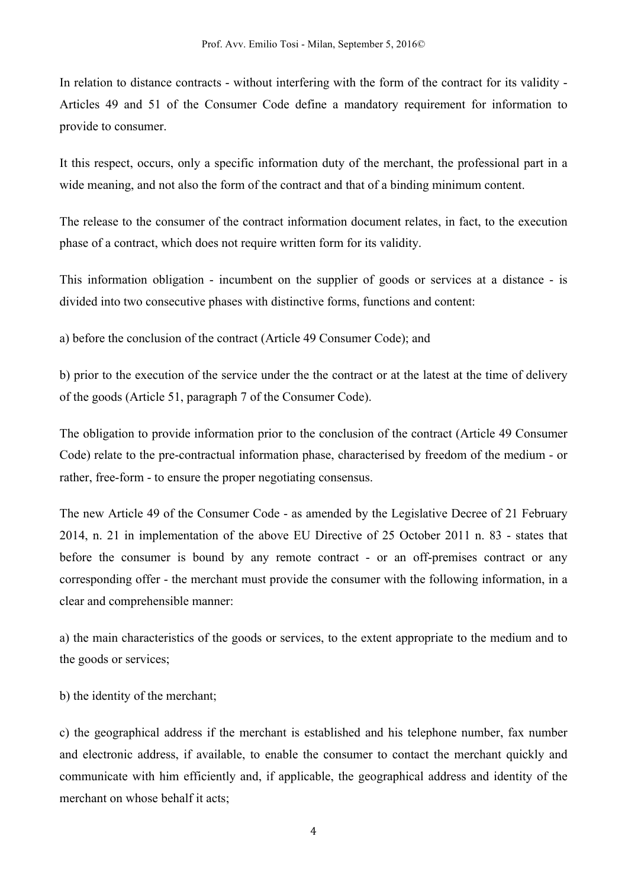In relation to distance contracts - without interfering with the form of the contract for its validity - Articles 49 and 51 of the Consumer Code define a mandatory requirement for information to provide to consumer.

It this respect, occurs, only a specific information duty of the merchant, the professional part in a wide meaning, and not also the form of the contract and that of a binding minimum content.

The release to the consumer of the contract information document relates, in fact, to the execution phase of a contract, which does not require written form for its validity.

This information obligation - incumbent on the supplier of goods or services at a distance - is divided into two consecutive phases with distinctive forms, functions and content:

a) before the conclusion of the contract (Article 49 Consumer Code); and

b) prior to the execution of the service under the the contract or at the latest at the time of delivery of the goods (Article 51, paragraph 7 of the Consumer Code).

The obligation to provide information prior to the conclusion of the contract (Article 49 Consumer Code) relate to the pre-contractual information phase, characterised by freedom of the medium - or rather, free-form - to ensure the proper negotiating consensus.

The new Article 49 of the Consumer Code - as amended by the Legislative Decree of 21 February 2014, n. 21 in implementation of the above EU Directive of 25 October 2011 n. 83 - states that before the consumer is bound by any remote contract - or an off-premises contract or any corresponding offer - the merchant must provide the consumer with the following information, in a clear and comprehensible manner:

a) the main characteristics of the goods or services, to the extent appropriate to the medium and to the goods or services;

b) the identity of the merchant;

c) the geographical address if the merchant is established and his telephone number, fax number and electronic address, if available, to enable the consumer to contact the merchant quickly and communicate with him efficiently and, if applicable, the geographical address and identity of the merchant on whose behalf it acts;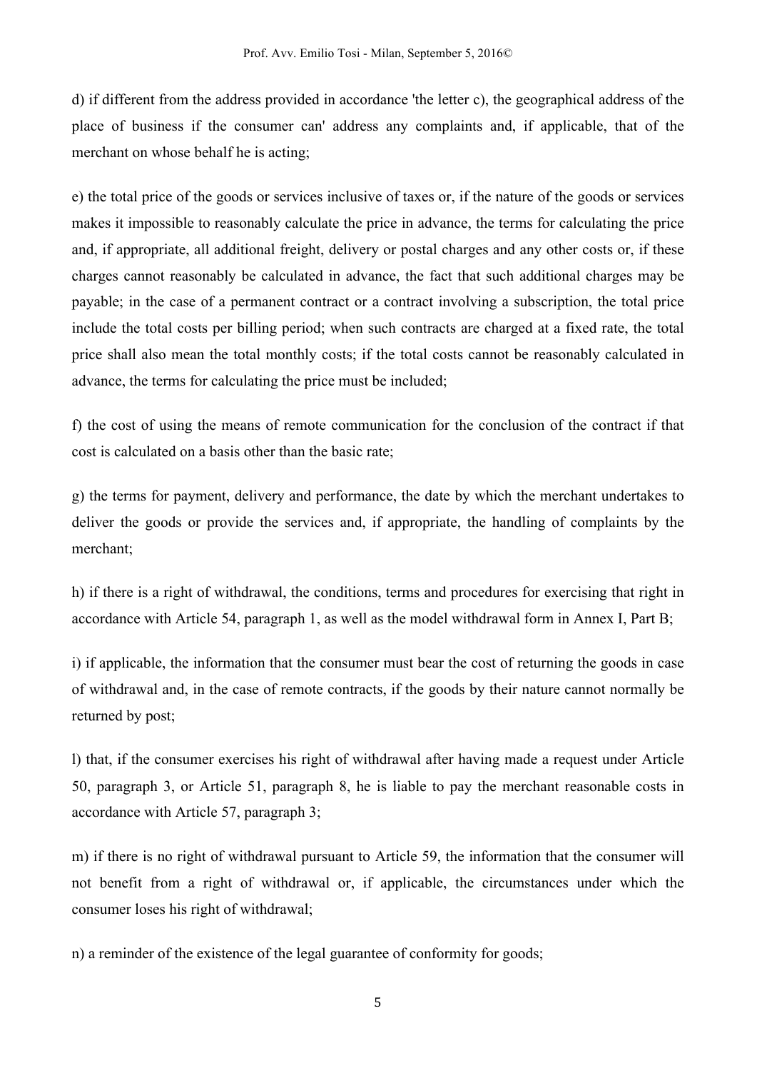d) if different from the address provided in accordance 'the letter c), the geographical address of the place of business if the consumer can' address any complaints and, if applicable, that of the merchant on whose behalf he is acting;

e) the total price of the goods or services inclusive of taxes or, if the nature of the goods or services makes it impossible to reasonably calculate the price in advance, the terms for calculating the price and, if appropriate, all additional freight, delivery or postal charges and any other costs or, if these charges cannot reasonably be calculated in advance, the fact that such additional charges may be payable; in the case of a permanent contract or a contract involving a subscription, the total price include the total costs per billing period; when such contracts are charged at a fixed rate, the total price shall also mean the total monthly costs; if the total costs cannot be reasonably calculated in advance, the terms for calculating the price must be included;

f) the cost of using the means of remote communication for the conclusion of the contract if that cost is calculated on a basis other than the basic rate;

g) the terms for payment, delivery and performance, the date by which the merchant undertakes to deliver the goods or provide the services and, if appropriate, the handling of complaints by the merchant;

h) if there is a right of withdrawal, the conditions, terms and procedures for exercising that right in accordance with Article 54, paragraph 1, as well as the model withdrawal form in Annex I, Part B;

i) if applicable, the information that the consumer must bear the cost of returning the goods in case of withdrawal and, in the case of remote contracts, if the goods by their nature cannot normally be returned by post;

l) that, if the consumer exercises his right of withdrawal after having made a request under Article 50, paragraph 3, or Article 51, paragraph 8, he is liable to pay the merchant reasonable costs in accordance with Article 57, paragraph 3;

m) if there is no right of withdrawal pursuant to Article 59, the information that the consumer will not benefit from a right of withdrawal or, if applicable, the circumstances under which the consumer loses his right of withdrawal;

n) a reminder of the existence of the legal guarantee of conformity for goods;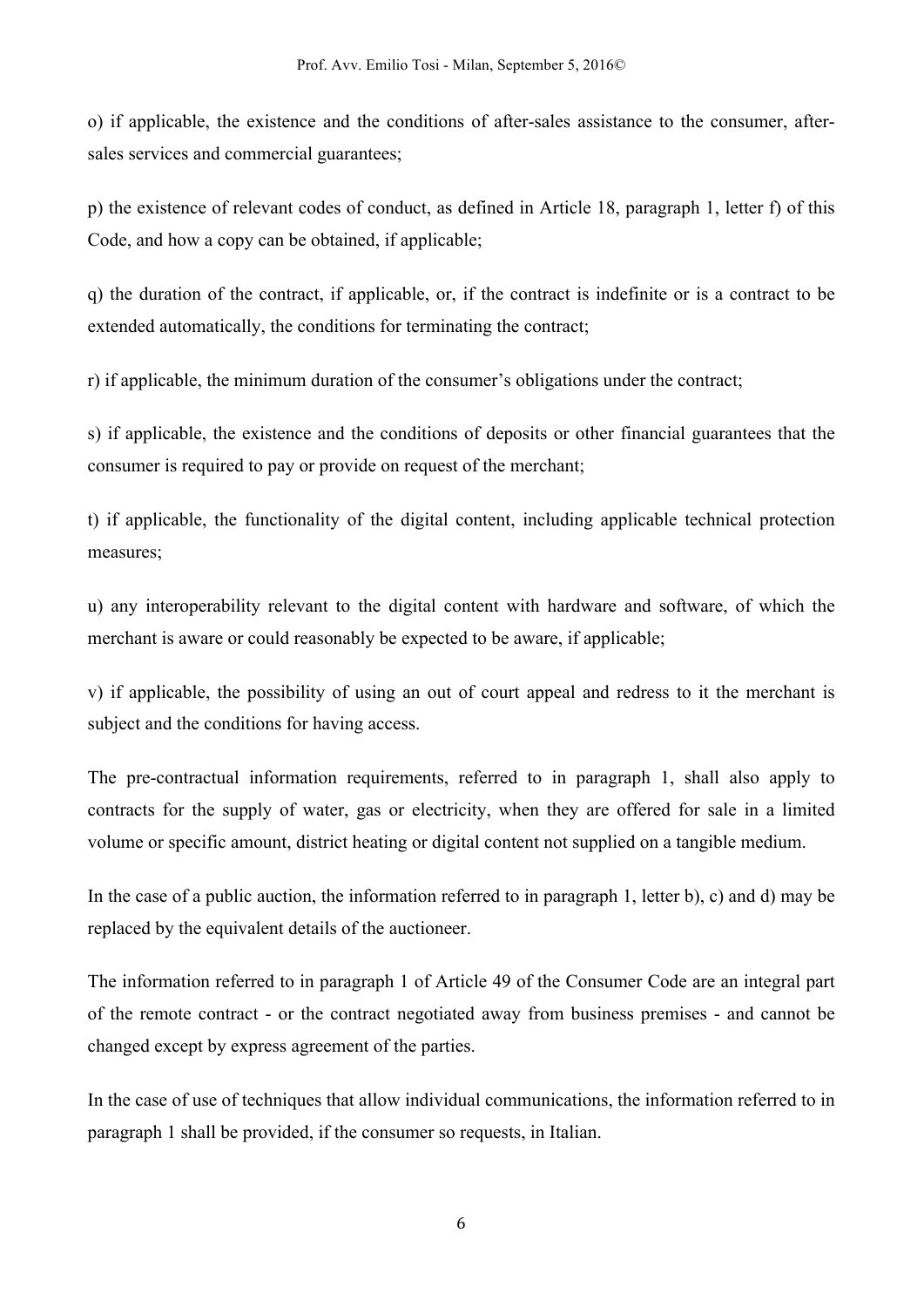o) if applicable, the existence and the conditions of after-sales assistance to the consumer, after-sales services and commercial guarantees;

p) the existence of relevant codes of conduct, as defined in Article 18, paragraph 1, letter f) of this Code, and how a copy can be obtained, if applicable;

q) the duration of the contract, if applicable, or, if the contract is indefinite or is a contract to be extended automatically, the conditions for terminating the contract;

r) if applicable, the minimum duration of the consumer's obligations under the contract;

s) if applicable, the existence and the conditions of deposits or other financial guarantees that the consumer is required to pay or provide on request of the merchant;

t) if applicable, the functionality of the digital content, including applicable technical protection measures;

u) any interoperability relevant to the digital content with hardware and software, of which the merchant is aware or could reasonably be expected to be aware, if applicable;

v) if applicable, the possibility of using an out of court appeal and redress to it the merchant is subject and the conditions for having access.

The pre-contractual information requirements, referred to in paragraph 1, shall also apply to contracts for the supply of water, gas or electricity, when they are offered for sale in a limited volume or specific amount, district heating or digital content not supplied on a tangible medium.

In the case of a public auction, the information referred to in paragraph 1, letter b), c) and d) may be replaced by the equivalent details of the auctioneer.

The information referred to in paragraph 1 of Article 49 of the Consumer Code are an integral part of the remote contract - or the contract negotiated away from business premises - and cannot be changed except by express agreement of the parties.

In the case of use of techniques that allow individual communications, the information referred to in paragraph 1 shall be provided, if the consumer so requests, in Italian.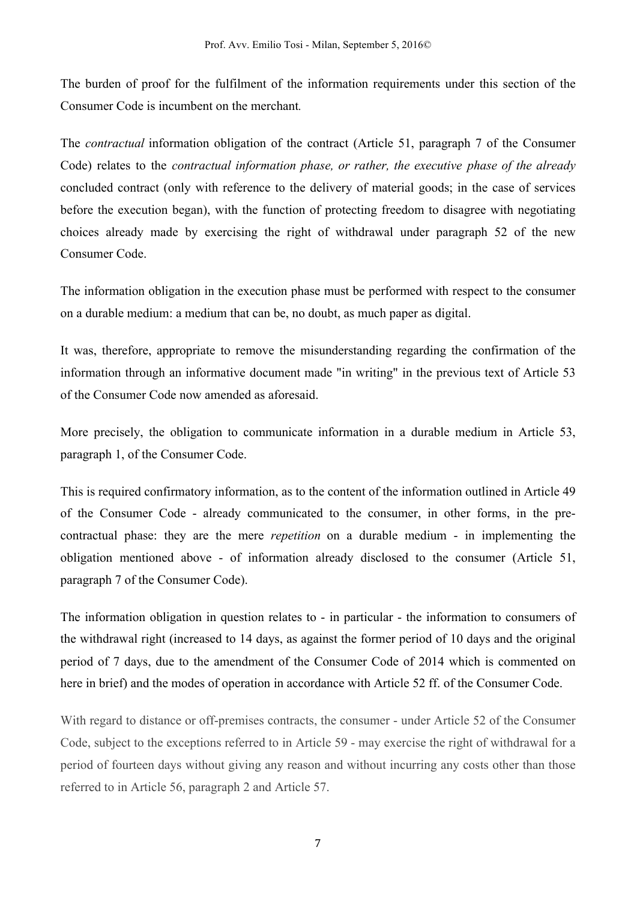The burden of proof for the fulfilment of the information requirements under this section of the Consumer Code is incumbent on the merchant.

The *contractual* information obligation of the contract (Article 51, paragraph 7 of the Consumer Code) relates to the *contractual information phase, or rather, the executive phase of the already* concluded contract (only with reference to the delivery of material goods; in the case of services before the execution began), with the function of protecting freedom to disagree with negotiating choices already made by exercising the right of withdrawal under paragraph 52 of the new Consumer Code.

The information obligation in the execution phase must be performed with respect to the consumer on a durable medium: a medium that can be, no doubt, as much paper as digital.

It was, therefore, appropriate to remove the misunderstanding regarding the confirmation of the information through an informative document made "in writing" in the previous text of Article 53 of the Consumer Code now amended as aforesaid.

More precisely, the obligation to communicate information in a durable medium in Article 53, paragraph 1, of the Consumer Code.

This is required confirmatory information, as to the content of the information outlined in Article 49 of the Consumer Code - already communicated to the consumer, in other forms, in the pre-contractual phase: they are the mere *repetition* on a durable medium - in implementing the obligation mentioned above - of information already disclosed to the consumer (Article 51, paragraph 7 of the Consumer Code).

The information obligation in question relates to - in particular - the information to consumers of the withdrawal right (increased to 14 days, as against the former period of 10 days and the original period of 7 days, due to the amendment of the Consumer Code of 2014 which is commented on here in brief) and the modes of operation in accordance with Article 52 ff. of the Consumer Code.

With regard to distance or off-premises contracts, the consumer - under Article 52 of the Consumer Code, subject to the exceptions referred to in Article 59 - may exercise the right of withdrawal for a period of fourteen days without giving any reason and without incurring any costs other than those referred to in Article 56, paragraph 2 and Article 57.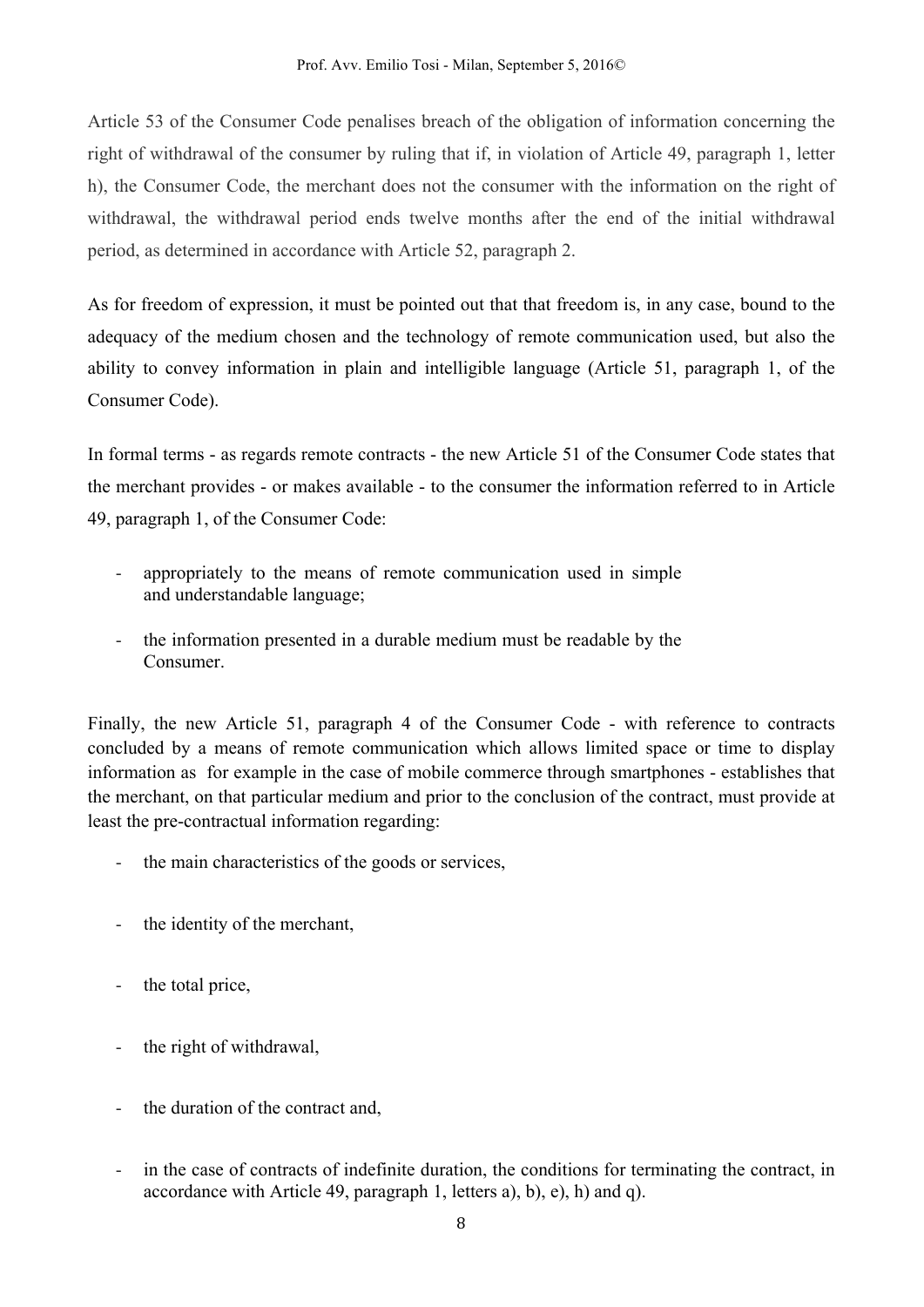Article 53 of the Consumer Code penalises breach of the obligation of information concerning the right of withdrawal of the consumer by ruling that if, in violation of Article 49, paragraph 1, letter h), the Consumer Code, the merchant does not the consumer with the information on the right of withdrawal, the withdrawal period ends twelve months after the end of the initial withdrawal period, as determined in accordance with Article 52, paragraph 2.

As for freedom of expression, it must be pointed out that that freedom is, in any case, bound to the adequacy of the medium chosen and the technology of remote communication used, but also the ability to convey information in plain and intelligible language (Article 51, paragraph 1, of the Consumer Code).

In formal terms - as regards remote contracts - the new Article 51 of the Consumer Code states that the merchant provides - or makes available - to the consumer the information referred to in Article 49, paragraph 1, of the Consumer Code:

- appropriately to the means of remote communication used in simple and understandable language;
- the information presented in a durable medium must be readable by the Consumer.

Finally, the new Article 51, paragraph 4 of the Consumer Code - with reference to contracts concluded by a means of remote communication which allows limited space or time to display information as for example in the case of mobile commerce through smartphones - establishes that the merchant, on that particular medium and prior to the conclusion of the contract, must provide at least the pre-contractual information regarding:

- the main characteristics of the goods or services,
- the identity of the merchant,
- the total price,
- the right of withdrawal,
- the duration of the contract and,
- in the case of contracts of indefinite duration, the conditions for terminating the contract, in accordance with Article 49, paragraph 1, letters a), b), e), h) and q).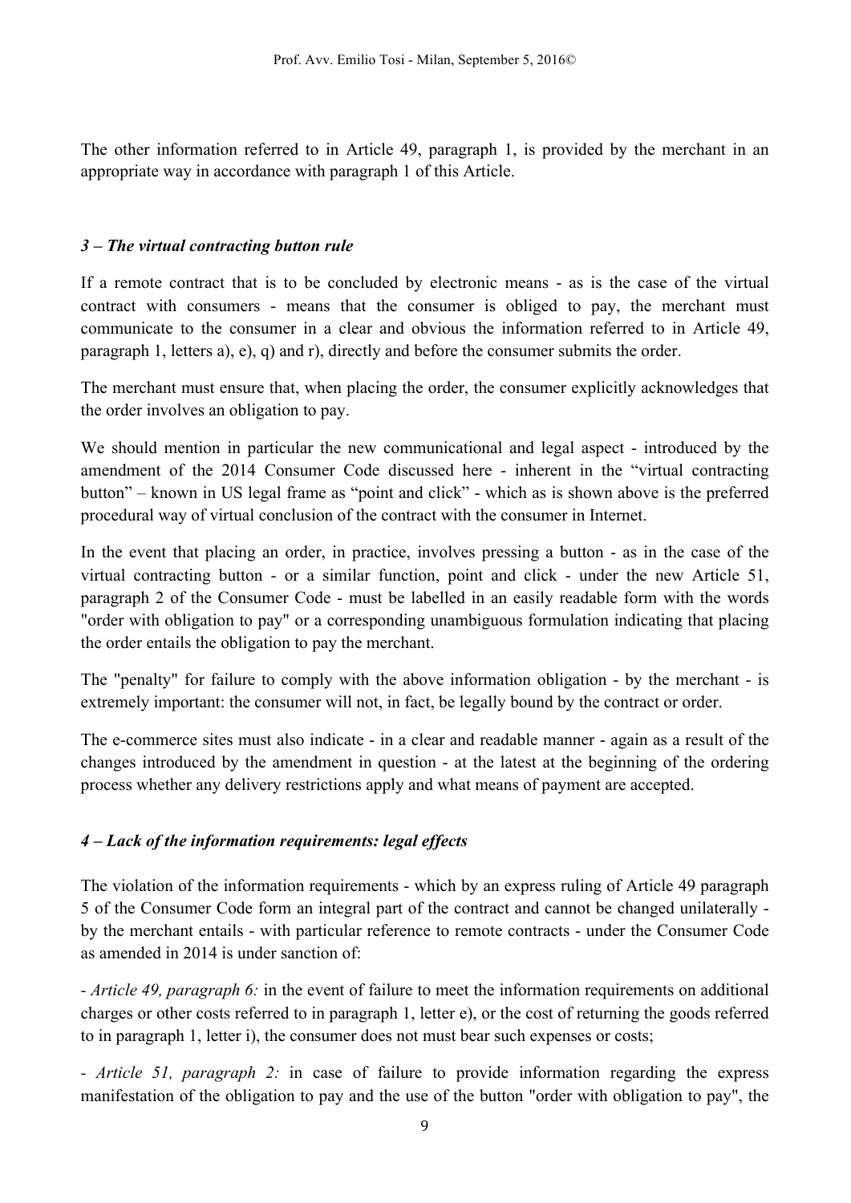The other information referred to in Article 49, paragraph 1, is provided by the merchant in an appropriate way in accordance with paragraph 1 of this Article.

### *3 – The virtual contracting button rule*

If a remote contract that is to be concluded by electronic means - as is the case of the virtual contract with consumers - means that the consumer is obliged to pay, the merchant must communicate to the consumer in a clear and obvious the information referred to in Article 49, paragraph 1, letters a), e), q) and r), directly and before the consumer submits the order.

The merchant must ensure that, when placing the order, the consumer explicitly acknowledges that the order involves an obligation to pay.

We should mention in particular the new communicational and legal aspect - introduced by the amendment of the 2014 Consumer Code discussed here - inherent in the "virtual contracting button" – known in US legal frame as "point and click" - which as is shown above is the preferred procedural way of virtual conclusion of the contract with the consumer in Internet.

In the event that placing an order, in practice, involves pressing a button - as in the case of the virtual contracting button - or a similar function, point and click - under the new Article 51, paragraph 2 of the Consumer Code - must be labelled in an easily readable form with the words "order with obligation to pay" or a corresponding unambiguous formulation indicating that placing the order entails the obligation to pay the merchant.

The "penalty" for failure to comply with the above information obligation - by the merchant - is extremely important: the consumer will not, in fact, be legally bound by the contract or order.

The e-commerce sites must also indicate - in a clear and readable manner - again as a result of the changes introduced by the amendment in question - at the latest at the beginning of the ordering process whether any delivery restrictions apply and what means of payment are accepted.

### *4 – Lack of the information requirements: legal effects*

The violation of the information requirements - which by an express ruling of Article 49 paragraph 5 of the Consumer Code form an integral part of the contract and cannot be changed unilaterally - by the merchant entails - with particular reference to remote contracts - under the Consumer Code as amended in 2014 is under sanction of:

- *Article 49, paragraph 6:* in the event of failure to meet the information requirements on additional charges or other costs referred to in paragraph 1, letter e), or the cost of returning the goods referred to in paragraph 1, letter i), the consumer does not must bear such expenses or costs;

- *Article 51, paragraph 2:* in case of failure to provide information regarding the express manifestation of the obligation to pay and the use of the button "order with obligation to pay", the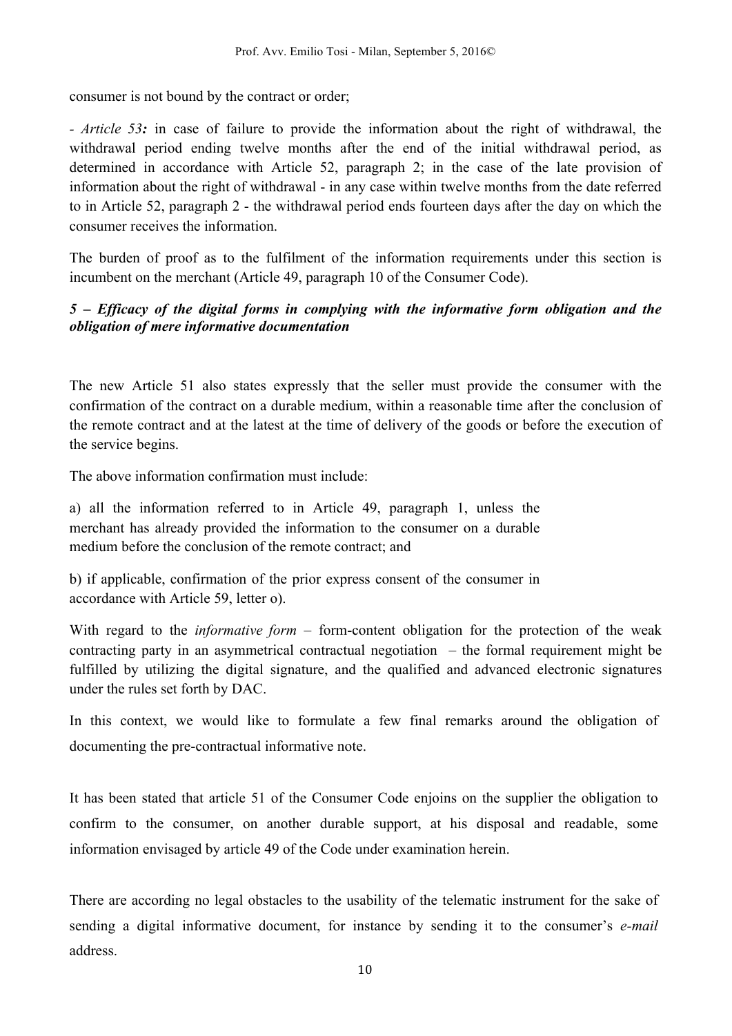consumer is not bound by the contract or order;

- *Article 53:* in case of failure to provide the information about the right of withdrawal, the withdrawal period ending twelve months after the end of the initial withdrawal period, as determined in accordance with Article 52, paragraph 2; in the case of the late provision of information about the right of withdrawal - in any case within twelve months from the date referred to in Article 52, paragraph 2 - the withdrawal period ends fourteen days after the day on which the consumer receives the information.

The burden of proof as to the fulfilment of the information requirements under this section is incumbent on the merchant (Article 49, paragraph 10 of the Consumer Code).

### *5 – Efficacy of the digital forms in complying with the informative form obligation and the obligation of mere informative documentation*

The new Article 51 also states expressly that the seller must provide the consumer with the confirmation of the contract on a durable medium, within a reasonable time after the conclusion of the remote contract and at the latest at the time of delivery of the goods or before the execution of the service begins.

The above information confirmation must include:

a) all the information referred to in Article 49, paragraph 1, unless the merchant has already provided the information to the consumer on a durable medium before the conclusion of the remote contract; and

b) if applicable, confirmation of the prior express consent of the consumer in accordance with Article 59, letter o).

With regard to the *informative form* – form-content obligation for the protection of the weak contracting party in an asymmetrical contractual negotiation – the formal requirement might be fulfilled by utilizing the digital signature, and the qualified and advanced electronic signatures under the rules set forth by DAC.

In this context, we would like to formulate a few final remarks around the obligation of documenting the pre-contractual informative note.

It has been stated that article 51 of the Consumer Code enjoins on the supplier the obligation to confirm to the consumer, on another durable support, at his disposal and readable, some information envisaged by article 49 of the Code under examination herein.

There are according no legal obstacles to the usability of the telematic instrument for the sake of sending a digital informative document, for instance by sending it to the consumer's *e-mail* address.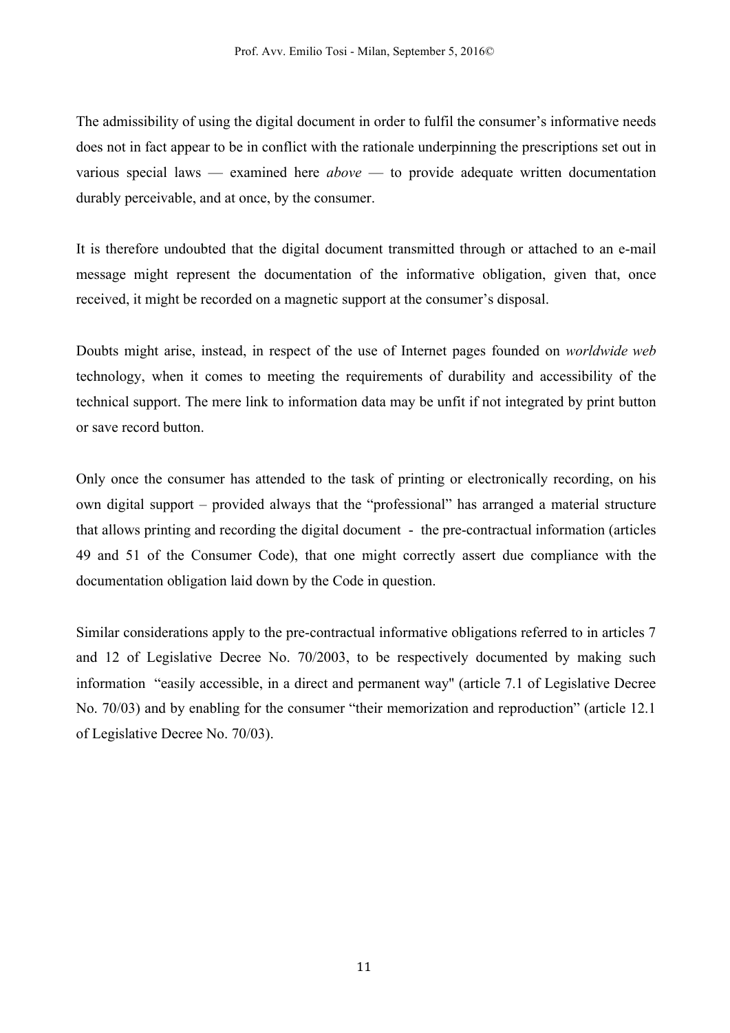The admissibility of using the digital document in order to fulfil the consumer's informative needs does not in fact appear to be in conflict with the rationale underpinning the prescriptions set out in various special laws — examined here *above* — to provide adequate written documentation durably perceivable, and at once, by the consumer.

It is therefore undoubted that the digital document transmitted through or attached to an e-mail message might represent the documentation of the informative obligation, given that, once received, it might be recorded on a magnetic support at the consumer's disposal.

Doubts might arise, instead, in respect of the use of Internet pages founded on *worldwide web* technology, when it comes to meeting the requirements of durability and accessibility of the technical support. The mere link to information data may be unfit if not integrated by print button or save record button.

Only once the consumer has attended to the task of printing or electronically recording, on his own digital support – provided always that the "professional" has arranged a material structure that allows printing and recording the digital document - the pre-contractual information (articles 49 and 51 of the Consumer Code), that one might correctly assert due compliance with the documentation obligation laid down by the Code in question.

Similar considerations apply to the pre-contractual informative obligations referred to in articles 7 and 12 of Legislative Decree No. 70/2003, to be respectively documented by making such information "easily accessible, in a direct and permanent way" (article 7.1 of Legislative Decree No. 70/03) and by enabling for the consumer "their memorization and reproduction" (article 12.1 of Legislative Decree No. 70/03).